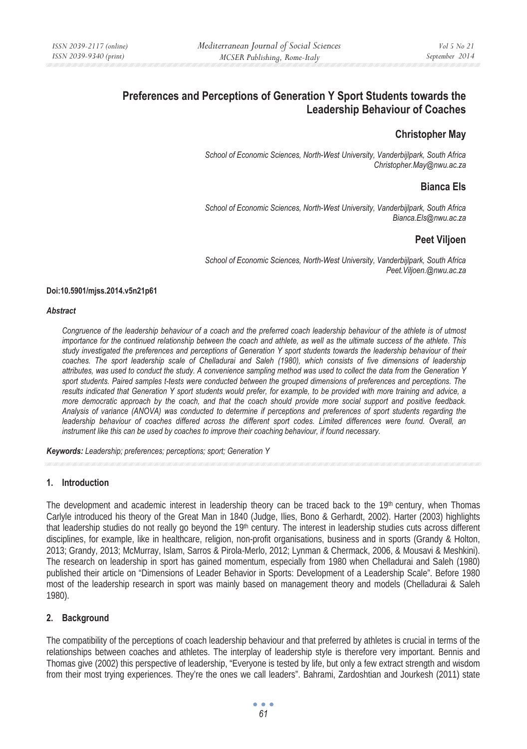# Preferences and Perceptions of Generation Y Sport Students towards the Leadership Behaviour of Coaches

## Christopher May

*School of Economic Sciences, North-West University, Vanderbijlpark, South Africa*
*Christopher.May@nwu.ac.za*

## Bianca Els

*School of Economic Sciences, North-West University, Vanderbijlpark, South Africa*
*Bianca.Els@nwu.ac.za*

## Peet Viljoen

*School of Economic Sciences, North-West University, Vanderbijlpark, South Africa*
*Peet.Viljoen.@nwu.ac.za*

**Doi:10.5901/mjss.2014.v5n21p61**

***Abstract***

*Congruence of the leadership behaviour of a coach and the preferred coach leadership behaviour of the athlete is of utmost importance for the continued relationship between the coach and athlete, as well as the ultimate success of the athlete. This study investigated the preferences and perceptions of Generation Y sport students towards the leadership behaviour of their coaches. The sport leadership scale of Chelladurai and Saleh (1980), which consists of five dimensions of leadership attributes, was used to conduct the study. A convenience sampling method was used to collect the data from the Generation Y sport students. Paired samples t-tests were conducted between the grouped dimensions of preferences and perceptions. The results indicated that Generation Y sport students would prefer, for example, to be provided with more training and advice, a more democratic approach by the coach, and that the coach should provide more social support and positive feedback. Analysis of variance (ANOVA) was conducted to determine if perceptions and preferences of sport students regarding the leadership behaviour of coaches differed across the different sport codes. Limited differences were found. Overall, an instrument like this can be used by coaches to improve their coaching behaviour, if found necessary.*

***Keywords:*** *Leadership; preferences; perceptions; sport; Generation Y*

## 1. Introduction

The development and academic interest in leadership theory can be traced back to the 19th century, when Thomas Carlyle introduced his theory of the Great Man in 1840 (Judge, Ilies, Bono & Gerhardt, 2002). Harter (2003) highlights that leadership studies do not really go beyond the 19th century. The interest in leadership studies cuts across different disciplines, for example, like in healthcare, religion, non-profit organisations, business and in sports (Grandy & Holton, 2013; Grandy, 2013; McMurray, Islam, Sarros & Pirola-Merlo, 2012; Lynman & Chermack, 2006, & Mousavi & Meshkini). The research on leadership in sport has gained momentum, especially from 1980 when Chelladurai and Saleh (1980) published their article on "Dimensions of Leader Behavior in Sports: Development of a Leadership Scale". Before 1980 most of the leadership research in sport was mainly based on management theory and models (Chelladurai & Saleh 1980).

## 2. Background

The compatibility of the perceptions of coach leadership behaviour and that preferred by athletes is crucial in terms of the relationships between coaches and athletes. The interplay of leadership style is therefore very important. Bennis and Thomas give (2002) this perspective of leadership, "Everyone is tested by life, but only a few extract strength and wisdom from their most trying experiences. They're the ones we call leaders". Bahrami, Zardoshtian and Jourkesh (2011) state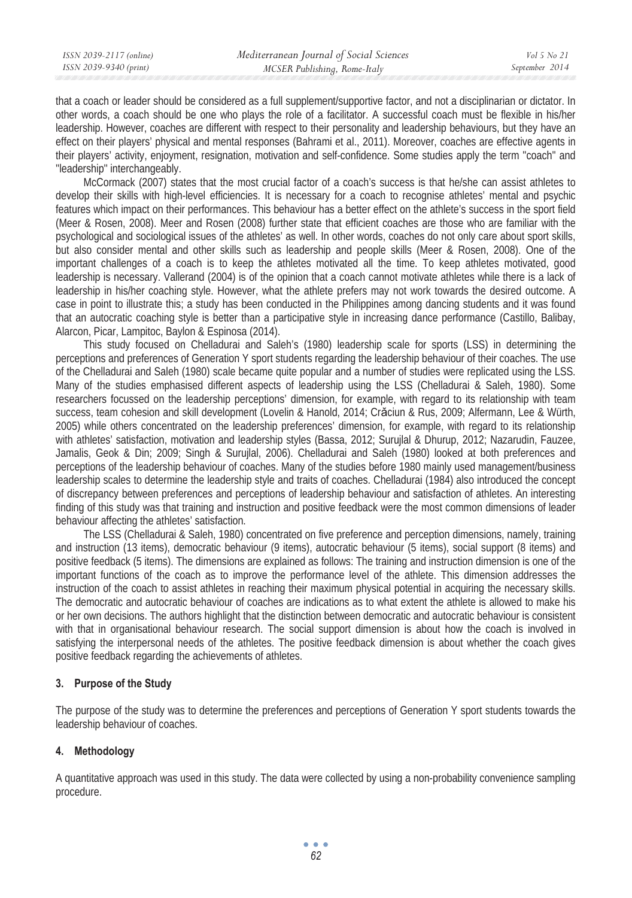that a coach or leader should be considered as a full supplement/supportive factor, and not a disciplinarian or dictator. In other words, a coach should be one who plays the role of a facilitator. A successful coach must be flexible in his/her leadership. However, coaches are different with respect to their personality and leadership behaviours, but they have an effect on their players' physical and mental responses (Bahrami et al., 2011). Moreover, coaches are effective agents in their players' activity, enjoyment, resignation, motivation and self-confidence. Some studies apply the term "coach" and "leadership" interchangeably.

McCormack (2007) states that the most crucial factor of a coach's success is that he/she can assist athletes to develop their skills with high-level efficiencies. It is necessary for a coach to recognise athletes' mental and psychic features which impact on their performances. This behaviour has a better effect on the athlete's success in the sport field (Meer & Rosen, 2008). Meer and Rosen (2008) further state that efficient coaches are those who are familiar with the psychological and sociological issues of the athletes' as well. In other words, coaches do not only care about sport skills, but also consider mental and other skills such as leadership and people skills (Meer & Rosen, 2008). One of the important challenges of a coach is to keep the athletes motivated all the time. To keep athletes motivated, good leadership is necessary. Vallerand (2004) is of the opinion that a coach cannot motivate athletes while there is a lack of leadership in his/her coaching style. However, what the athlete prefers may not work towards the desired outcome. A case in point to illustrate this; a study has been conducted in the Philippines among dancing students and it was found that an autocratic coaching style is better than a participative style in increasing dance performance (Castillo, Balibay, Alarcon, Picar, Lampitoc, Baylon & Espinosa (2014).

This study focused on Chelladurai and Saleh's (1980) leadership scale for sports (LSS) in determining the perceptions and preferences of Generation Y sport students regarding the leadership behaviour of their coaches. The use of the Chelladurai and Saleh (1980) scale became quite popular and a number of studies were replicated using the LSS. Many of the studies emphasised different aspects of leadership using the LSS (Chelladurai & Saleh, 1980). Some researchers focussed on the leadership perceptions' dimension, for example, with regard to its relationship with team success, team cohesion and skill development (Lovelin & Hanold, 2014; Crăciun & Rus, 2009; Alfermann, Lee & Würth, 2005) while others concentrated on the leadership preferences' dimension, for example, with regard to its relationship with athletes' satisfaction, motivation and leadership styles (Bassa, 2012; Surujlal & Dhurup, 2012; Nazarudin, Fauzee, Jamalis, Geok & Din; 2009; Singh & Surujlal, 2006). Chelladurai and Saleh (1980) looked at both preferences and perceptions of the leadership behaviour of coaches. Many of the studies before 1980 mainly used management/business leadership scales to determine the leadership style and traits of coaches. Chelladurai (1984) also introduced the concept of discrepancy between preferences and perceptions of leadership behaviour and satisfaction of athletes. An interesting finding of this study was that training and instruction and positive feedback were the most common dimensions of leader behaviour affecting the athletes' satisfaction.

The LSS (Chelladurai & Saleh, 1980) concentrated on five preference and perception dimensions, namely, training and instruction (13 items), democratic behaviour (9 items), autocratic behaviour (5 items), social support (8 items) and positive feedback (5 items). The dimensions are explained as follows: The training and instruction dimension is one of the important functions of the coach as to improve the performance level of the athlete. This dimension addresses the instruction of the coach to assist athletes in reaching their maximum physical potential in acquiring the necessary skills. The democratic and autocratic behaviour of coaches are indications as to what extent the athlete is allowed to make his or her own decisions. The authors highlight that the distinction between democratic and autocratic behaviour is consistent with that in organisational behaviour research. The social support dimension is about how the coach is involved in satisfying the interpersonal needs of the athletes. The positive feedback dimension is about whether the coach gives positive feedback regarding the achievements of athletes.

## 3. Purpose of the Study

The purpose of the study was to determine the preferences and perceptions of Generation Y sport students towards the leadership behaviour of coaches.

## 4. Methodology

A quantitative approach was used in this study. The data were collected by using a non-probability convenience sampling procedure.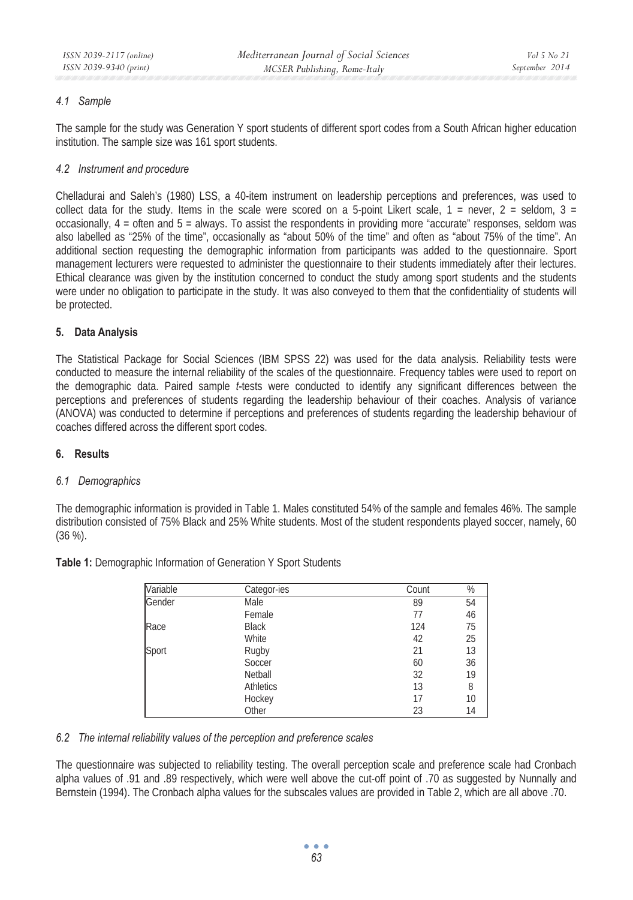### 4.1 Sample

The sample for the study was Generation Y sport students of different sport codes from a South African higher education institution. The sample size was 161 sport students.

### 4.2 Instrument and procedure

Chelladurai and Saleh's (1980) LSS, a 40-item instrument on leadership perceptions and preferences, was used to collect data for the study. Items in the scale were scored on a 5-point Likert scale, 1 = never, 2 = seldom, 3 = occasionally, 4 = often and 5 = always. To assist the respondents in providing more "accurate" responses, seldom was also labelled as "25% of the time", occasionally as "about 50% of the time" and often as "about 75% of the time". An additional section requesting the demographic information from participants was added to the questionnaire. Sport management lecturers were requested to administer the questionnaire to their students immediately after their lectures. Ethical clearance was given by the institution concerned to conduct the study among sport students and the students were under no obligation to participate in the study. It was also conveyed to them that the confidentiality of students will be protected.

## 5. Data Analysis

The Statistical Package for Social Sciences (IBM SPSS 22) was used for the data analysis. Reliability tests were conducted to measure the internal reliability of the scales of the questionnaire. Frequency tables were used to report on the demographic data. Paired sample *t*-tests were conducted to identify any significant differences between the perceptions and preferences of students regarding the leadership behaviour of their coaches. Analysis of variance (ANOVA) was conducted to determine if perceptions and preferences of students regarding the leadership behaviour of coaches differed across the different sport codes.

## 6. Results

### 6.1 Demographics

The demographic information is provided in Table 1. Males constituted 54% of the sample and females 46%. The sample distribution consisted of 75% Black and 25% White students. Most of the student respondents played soccer, namely, 60 (36 %).

**Table 1:** Demographic Information of Generation Y Sport Students

| Variable | Categor-ies | Count | % |
|---|---|---|---|
| Gender | Male | 89 | 54 |
| | Female | 77 | 46 |
| Race | Black | 124 | 75 |
| | White | 42 | 25 |
| Sport | Rugby | 21 | 13 |
| | Soccer | 60 | 36 |
| | Netball | 32 | 19 |
| | Athletics | 13 | 8 |
| | Hockey | 17 | 10 |
| | Other | 23 | 14 |

### 6.2 The internal reliability values of the perception and preference scales

The questionnaire was subjected to reliability testing. The overall perception scale and preference scale had Cronbach alpha values of .91 and .89 respectively, which were well above the cut-off point of .70 as suggested by Nunnally and Bernstein (1994). The Cronbach alpha values for the subscales values are provided in Table 2, which are all above .70.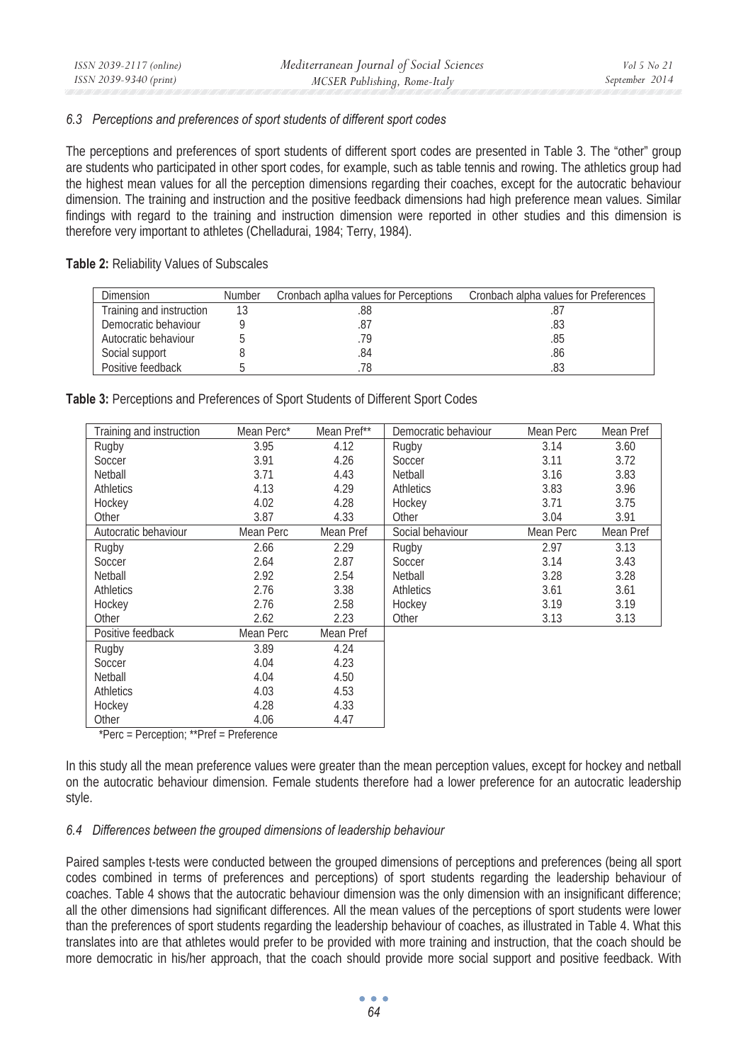### 6.3 Perceptions and preferences of sport students of different sport codes

The perceptions and preferences of sport students of different sport codes are presented in Table 3. The "other" group are students who participated in other sport codes, for example, such as table tennis and rowing. The athletics group had the highest mean values for all the perception dimensions regarding their coaches, except for the autocratic behaviour dimension. The training and instruction and the positive feedback dimensions had high preference mean values. Similar findings with regard to the training and instruction dimension were reported in other studies and this dimension is therefore very important to athletes (Chelladurai, 1984; Terry, 1984).

**Table 2:** Reliability Values of Subscales

| Dimension | Number | Cronbach aplha values for Perceptions | Cronbach alpha values for Preferences |
|---|---|---|---|
| Training and instruction | 13 | .88 | .87 |
| Democratic behaviour | 9 | .87 | .83 |
| Autocratic behaviour | 5 | .79 | .85 |
| Social support | 8 | .84 | .86 |
| Positive feedback | 5 | .78 | .83 |

**Table 3:** Perceptions and Preferences of Sport Students of Different Sport Codes

| Training and instruction | Mean Perc* | Mean Pref** | Democratic behaviour | Mean Perc | Mean Pref |
|---|---|---|---|---|---|
| Rugby | 3.95 | 4.12 | Rugby | 3.14 | 3.60 |
| Soccer | 3.91 | 4.26 | Soccer | 3.11 | 3.72 |
| Netball | 3.71 | 4.43 | Netball | 3.16 | 3.83 |
| Athletics | 4.13 | 4.29 | Athletics | 3.83 | 3.96 |
| Hockey | 4.02 | 4.28 | Hockey | 3.71 | 3.75 |
| Other | 3.87 | 4.33 | Other | 3.04 | 3.91 |
| Autocratic behaviour | Mean Perc | Mean Pref | Social behaviour | Mean Perc | Mean Pref |
| Rugby | 2.66 | 2.29 | Rugby | 2.97 | 3.13 |
| Soccer | 2.64 | 2.87 | Soccer | 3.14 | 3.43 |
| Netball | 2.92 | 2.54 | Netball | 3.28 | 3.28 |
| Athletics | 2.76 | 3.38 | Athletics | 3.61 | 3.61 |
| Hockey | 2.76 | 2.58 | Hockey | 3.19 | 3.19 |
| Other | 2.62 | 2.23 | Other | 3.13 | 3.13 |
| Positive feedback | Mean Perc | Mean Pref | | | |
| Rugby | 3.89 | 4.24 | | | |
| Soccer | 4.04 | 4.23 | | | |
| Netball | 4.04 | 4.50 | | | |
| Athletics | 4.03 | 4.53 | | | |
| Hockey | 4.28 | 4.33 | | | |
| Other | 4.06 | 4.47 | | | |

*Perc = Perception; **Pref = Preference

In this study all the mean preference values were greater than the mean perception values, except for hockey and netball on the autocratic behaviour dimension. Female students therefore had a lower preference for an autocratic leadership style.

### 6.4 Differences between the grouped dimensions of leadership behaviour

Paired samples t-tests were conducted between the grouped dimensions of perceptions and preferences (being all sport codes combined in terms of preferences and perceptions) of sport students regarding the leadership behaviour of coaches. Table 4 shows that the autocratic behaviour dimension was the only dimension with an insignificant difference; all the other dimensions had significant differences. All the mean values of the perceptions of sport students were lower than the preferences of sport students regarding the leadership behaviour of coaches, as illustrated in Table 4. What this translates into are that athletes would prefer to be provided with more training and instruction, that the coach should be more democratic in his/her approach, that the coach should provide more social support and positive feedback. With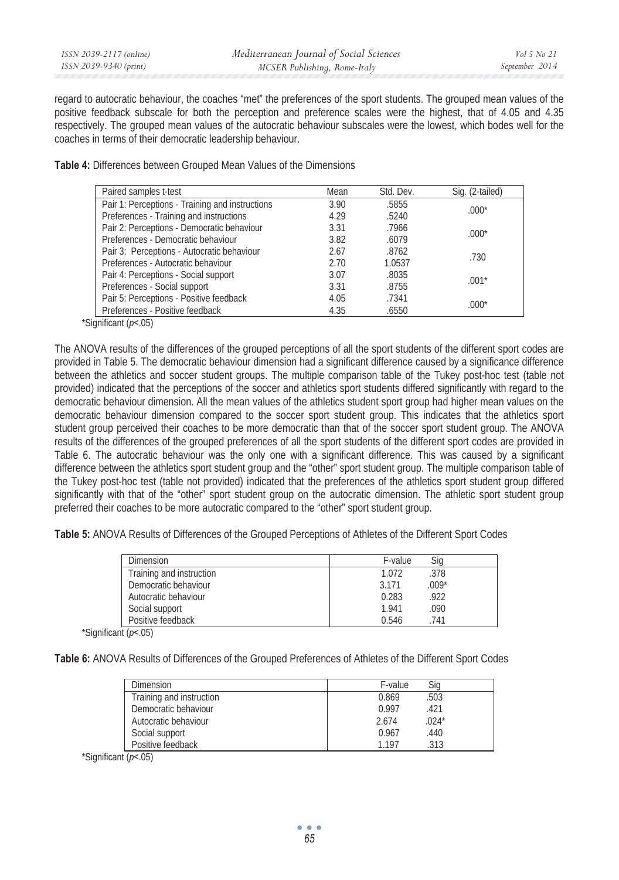regard to autocratic behaviour, the coaches "met" the preferences of the sport students. The grouped mean values of the positive feedback subscale for both the perception and preference scales were the highest, that of 4.05 and 4.35 respectively. The grouped mean values of the autocratic behaviour subscales were the lowest, which bodes well for the coaches in terms of their democratic leadership behaviour.

**Table 4:** Differences between Grouped Mean Values of the Dimensions

| Paired samples t-test | Mean | Std. Dev. | Sig. (2-tailed) |
|---|---|---|---|
| Pair 1: Perceptions - Training and instructions | 3.90 | .5855 | .000* |
| Preferences - Training and instructions | 4.29 | .5240 | |
| Pair 2: Perceptions - Democratic behaviour | 3.31 | .7966 | .000* |
| Preferences - Democratic behaviour | 3.82 | .6079 | |
| Pair 3: Perceptions - Autocratic behaviour | 2.67 | .8762 | .730 |
| Preferences - Autocratic behaviour | 2.70 | 1.0537 | |
| Pair 4: Perceptions - Social support | 3.07 | .8035 | .001* |
| Preferences - Social support | 3.31 | .8755 | |
| Pair 5: Perceptions - Positive feedback | 4.05 | .7341 | .000* |
| Preferences - Positive feedback | 4.35 | .6550 | |

*Significant ($p$<.05)

The ANOVA results of the differences of the grouped perceptions of all the sport students of the different sport codes are provided in Table 5. The democratic behaviour dimension had a significant difference caused by a significance difference between the athletics and soccer student groups. The multiple comparison table of the Tukey post-hoc test (table not provided) indicated that the perceptions of the soccer and athletics sport students differed significantly with regard to the democratic behaviour dimension. All the mean values of the athletics student sport group had higher mean values on the democratic behaviour dimension compared to the soccer sport student group. This indicates that the athletics sport student group perceived their coaches to be more democratic than that of the soccer sport student group. The ANOVA results of the differences of the grouped preferences of all the sport students of the different sport codes are provided in Table 6. The autocratic behaviour was the only one with a significant difference. This was caused by a significant difference between the athletics sport student group and the "other" sport student group. The multiple comparison table of the Tukey post-hoc test (table not provided) indicated that the preferences of the athletics sport student group differed significantly with that of the "other" sport student group on the autocratic dimension. The athletic sport student group preferred their coaches to be more autocratic compared to the "other" sport student group.

**Table 5:** ANOVA Results of Differences of the Grouped Perceptions of Athletes of the Different Sport Codes

| Dimension | F-value | Sig |
|---|---|---|
| Training and instruction | 1.072 | .378 |
| Democratic behaviour | 3.171 | .009* |
| Autocratic behaviour | 0.283 | .922 |
| Social support | 1.941 | .090 |
| Positive feedback | 0.546 | .741 |

*Significant ($p$<.05)

**Table 6:** ANOVA Results of Differences of the Grouped Preferences of Athletes of the Different Sport Codes

| Dimension | F-value | Sig |
|---|---|---|
| Training and instruction | 0.869 | .503 |
| Democratic behaviour | 0.997 | .421 |
| Autocratic behaviour | 2.674 | .024* |
| Social support | 0.967 | .440 |
| Positive feedback | 1.197 | .313 |

*Significant ($p$<.05)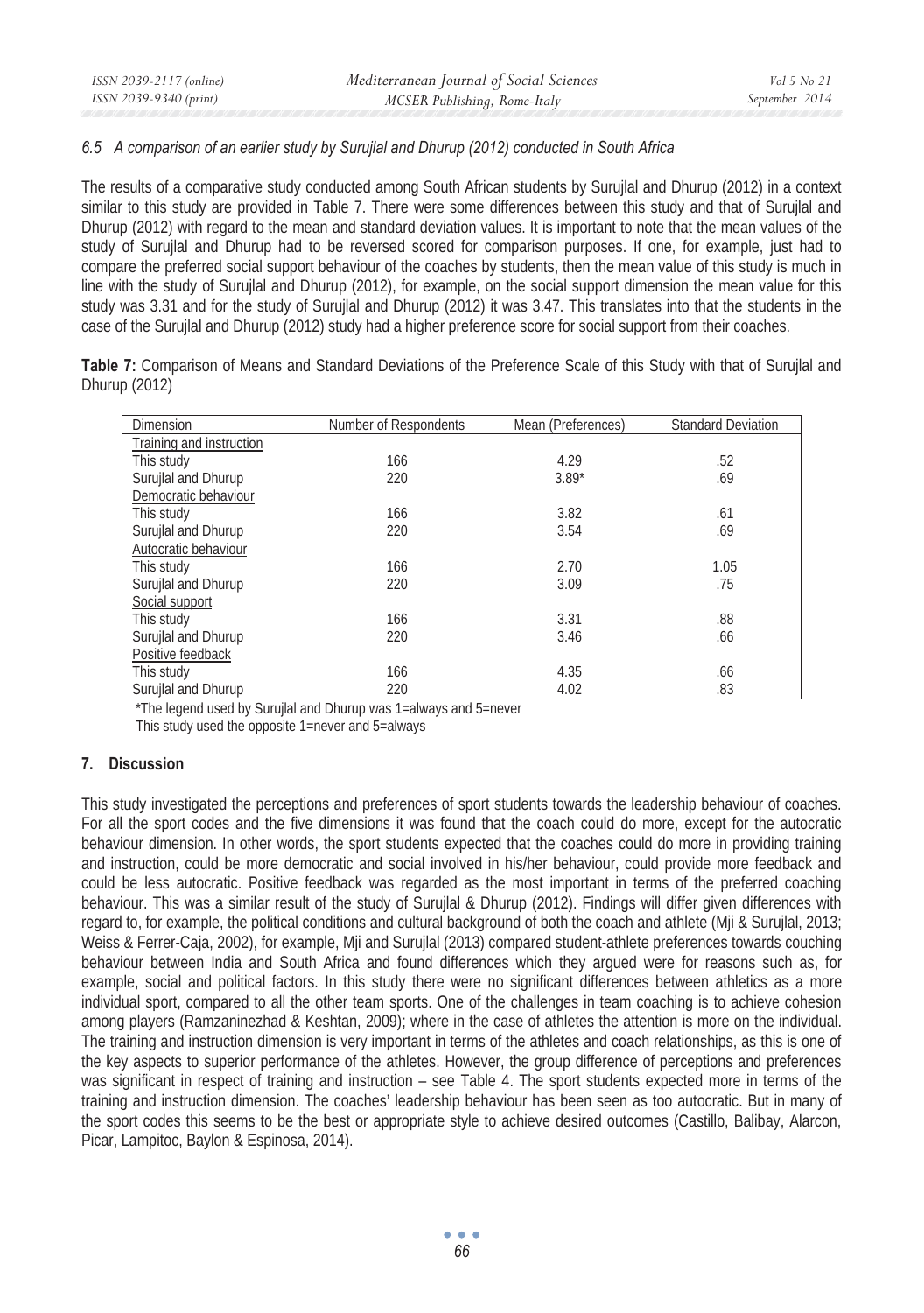### *6.5 A comparison of an earlier study by Surujlal and Dhurup (2012) conducted in South Africa*

The results of a comparative study conducted among South African students by Surujlal and Dhurup (2012) in a context similar to this study are provided in Table 7. There were some differences between this study and that of Surujlal and Dhurup (2012) with regard to the mean and standard deviation values. It is important to note that the mean values of the study of Surujlal and Dhurup had to be reversed scored for comparison purposes. If one, for example, just had to compare the preferred social support behaviour of the coaches by students, then the mean value of this study is much in line with the study of Surujlal and Dhurup (2012), for example, on the social support dimension the mean value for this study was 3.31 and for the study of Surujlal and Dhurup (2012) it was 3.47. This translates into that the students in the case of the Surujlal and Dhurup (2012) study had a higher preference score for social support from their coaches.

**Table 7:** Comparison of Means and Standard Deviations of the Preference Scale of this Study with that of Surujlal and Dhurup (2012)

| Dimension | Number of Respondents | Mean (Preferences) | Standard Deviation |
|---|---|---|---|
| Training and instruction | | | |
| This study | 166 | 4.29 | .52 |
| Surujlal and Dhurup | 220 | 3.89* | .69 |
| Democratic behaviour | | | |
| This study | 166 | 3.82 | .61 |
| Surujlal and Dhurup | 220 | 3.54 | .69 |
| Autocratic behaviour | | | |
| This study | 166 | 2.70 | 1.05 |
| Surujlal and Dhurup | 220 | 3.09 | .75 |
| Social support | | | |
| This study | 166 | 3.31 | .88 |
| Surujlal and Dhurup | 220 | 3.46 | .66 |
| Positive feedback | | | |
| This study | 166 | 4.35 | .66 |
| Surujlal and Dhurup | 220 | 4.02 | .83 |

*The legend used by Surujlal and Dhurup was 1=always and 5=never

This study used the opposite 1=never and 5=always

## 7. Discussion

This study investigated the perceptions and preferences of sport students towards the leadership behaviour of coaches. For all the sport codes and the five dimensions it was found that the coach could do more, except for the autocratic behaviour dimension. In other words, the sport students expected that the coaches could do more in providing training and instruction, could be more democratic and social involved in his/her behaviour, could provide more feedback and could be less autocratic. Positive feedback was regarded as the most important in terms of the preferred coaching behaviour. This was a similar result of the study of Surujlal & Dhurup (2012). Findings will differ given differences with regard to, for example, the political conditions and cultural background of both the coach and athlete (Mji & Surujlal, 2013; Weiss & Ferrer-Caja, 2002), for example, Mji and Surujlal (2013) compared student-athlete preferences towards couching behaviour between India and South Africa and found differences which they argued were for reasons such as, for example, social and political factors. In this study there were no significant differences between athletics as a more individual sport, compared to all the other team sports. One of the challenges in team coaching is to achieve cohesion among players (Ramzaninezhad & Keshtan, 2009); where in the case of athletes the attention is more on the individual. The training and instruction dimension is very important in terms of the athletes and coach relationships, as this is one of the key aspects to superior performance of the athletes. However, the group difference of perceptions and preferences was significant in respect of training and instruction – see Table 4. The sport students expected more in terms of the training and instruction dimension. The coaches' leadership behaviour has been seen as too autocratic. But in many of the sport codes this seems to be the best or appropriate style to achieve desired outcomes (Castillo, Balibay, Alarcon, Picar, Lampitoc, Baylon & Espinosa, 2014).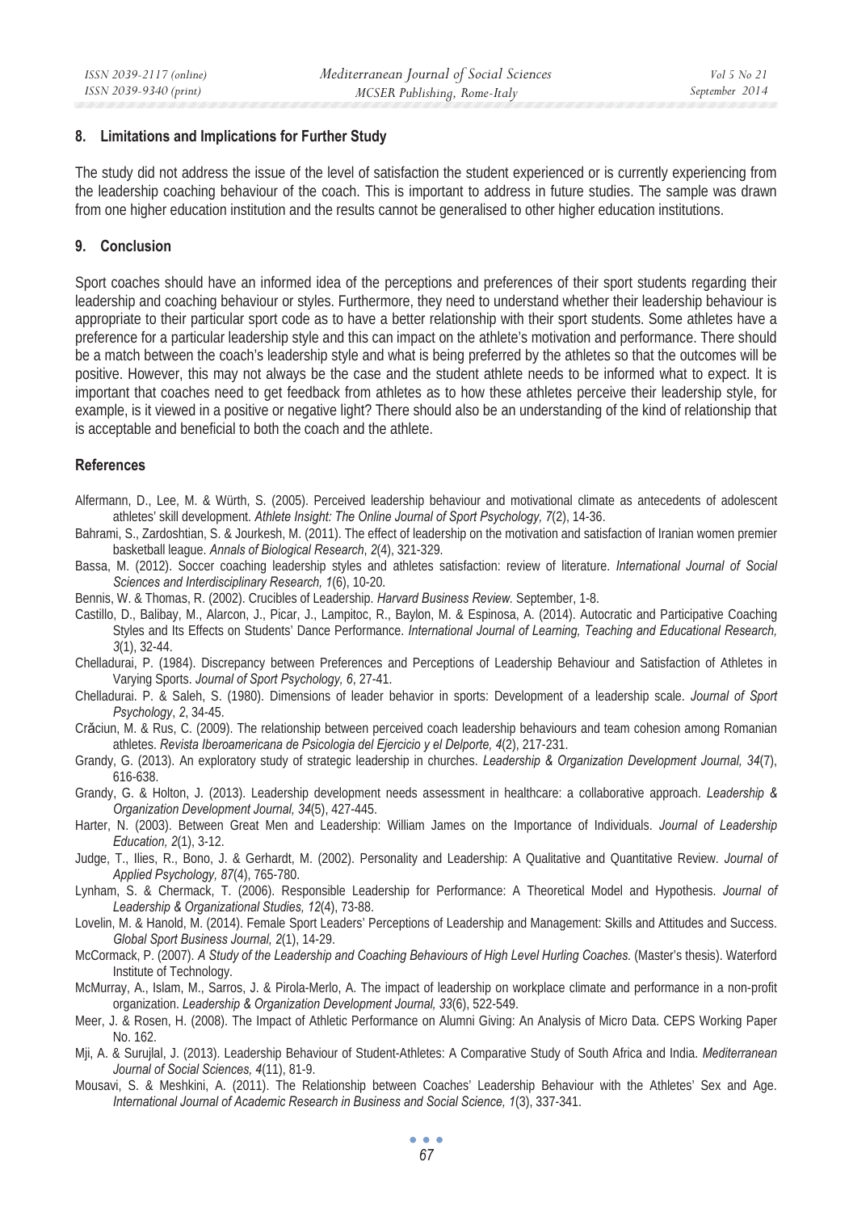## 8. Limitations and Implications for Further Study

The study did not address the issue of the level of satisfaction the student experienced or is currently experiencing from the leadership coaching behaviour of the coach. This is important to address in future studies. The sample was drawn from one higher education institution and the results cannot be generalised to other higher education institutions.

## 9. Conclusion

Sport coaches should have an informed idea of the perceptions and preferences of their sport students regarding their leadership and coaching behaviour or styles. Furthermore, they need to understand whether their leadership behaviour is appropriate to their particular sport code as to have a better relationship with their sport students. Some athletes have a preference for a particular leadership style and this can impact on the athlete's motivation and performance. There should be a match between the coach's leadership style and what is being preferred by the athletes so that the outcomes will be positive. However, this may not always be the case and the student athlete needs to be informed what to expect. It is important that coaches need to get feedback from athletes as to how these athletes perceive their leadership style, for example, is it viewed in a positive or negative light? There should also be an understanding of the kind of relationship that is acceptable and beneficial to both the coach and the athlete.

## References

Alfermann, D., Lee, M. & Würth, S. (2005). Perceived leadership behaviour and motivational climate as antecedents of adolescent athletes' skill development. *Athlete Insight: The Online Journal of Sport Psychology, 7*(2), 14-36.

Bahrami, S., Zardoshtian, S. & Jourkesh, M. (2011). The effect of leadership on the motivation and satisfaction of Iranian women premier basketball league. *Annals of Biological Research*, *2*(4), 321-329.

Bassa, M. (2012). Soccer coaching leadership styles and athletes satisfaction: review of literature. *International Journal of Social Sciences and Interdisciplinary Research, 1*(6), 10-20.

Bennis, W. & Thomas, R. (2002). Crucibles of Leadership. *Harvard Business Review*. September, 1-8.

Castillo, D., Balibay, M., Alarcon, J., Picar, J., Lampitoc, R., Baylon, M. & Espinosa, A. (2014). Autocratic and Participative Coaching Styles and Its Effects on Students' Dance Performance. *International Journal of Learning, Teaching and Educational Research, 3*(1), 32-44.

Chelladurai, P. (1984). Discrepancy between Preferences and Perceptions of Leadership Behaviour and Satisfaction of Athletes in Varying Sports. *Journal of Sport Psychology, 6*, 27-41.

Chelladurai. P. & Saleh, S. (1980). Dimensions of leader behavior in sports: Development of a leadership scale. *Journal of Sport Psychology*, *2*, 34-45.

Crăciun, M. & Rus, C. (2009). The relationship between perceived coach leadership behaviours and team cohesion among Romanian athletes. *Revista Iberoamericana de Psicologia del Ejercicio y el Delporte, 4*(2), 217-231.

Grandy, G. (2013). An exploratory study of strategic leadership in churches. *Leadership & Organization Development Journal, 34*(7), 616-638.

Grandy, G. & Holton, J. (2013). Leadership development needs assessment in healthcare: a collaborative approach. *Leadership & Organization Development Journal, 34*(5), 427-445.

Harter, N. (2003). Between Great Men and Leadership: William James on the Importance of Individuals. *Journal of Leadership Education, 2*(1), 3-12.

Judge, T., Ilies, R., Bono, J. & Gerhardt, M. (2002). Personality and Leadership: A Qualitative and Quantitative Review. *Journal of Applied Psychology, 87*(4), 765-780.

Lynham, S. & Chermack, T. (2006). Responsible Leadership for Performance: A Theoretical Model and Hypothesis. *Journal of Leadership & Organizational Studies, 12*(4), 73-88.

Lovelin, M. & Hanold, M. (2014). Female Sport Leaders' Perceptions of Leadership and Management: Skills and Attitudes and Success. *Global Sport Business Journal, 2*(1), 14-29.

McCormack, P. (2007). *A Study of the Leadership and Coaching Behaviours of High Level Hurling Coaches.* (Master's thesis). Waterford Institute of Technology.

McMurray, A., Islam, M., Sarros, J. & Pirola-Merlo, A. The impact of leadership on workplace climate and performance in a non-profit organization. *Leadership & Organization Development Journal, 33*(6), 522-549.

Meer, J. & Rosen, H. (2008). The Impact of Athletic Performance on Alumni Giving: An Analysis of Micro Data. CEPS Working Paper No. 162.

Mji, A. & Surujlal, J. (2013). Leadership Behaviour of Student-Athletes: A Comparative Study of South Africa and India. *Mediterranean Journal of Social Sciences, 4*(11), 81-9.

Mousavi, S. & Meshkini, A. (2011). The Relationship between Coaches' Leadership Behaviour with the Athletes' Sex and Age. *International Journal of Academic Research in Business and Social Science, 1*(3), 337-341.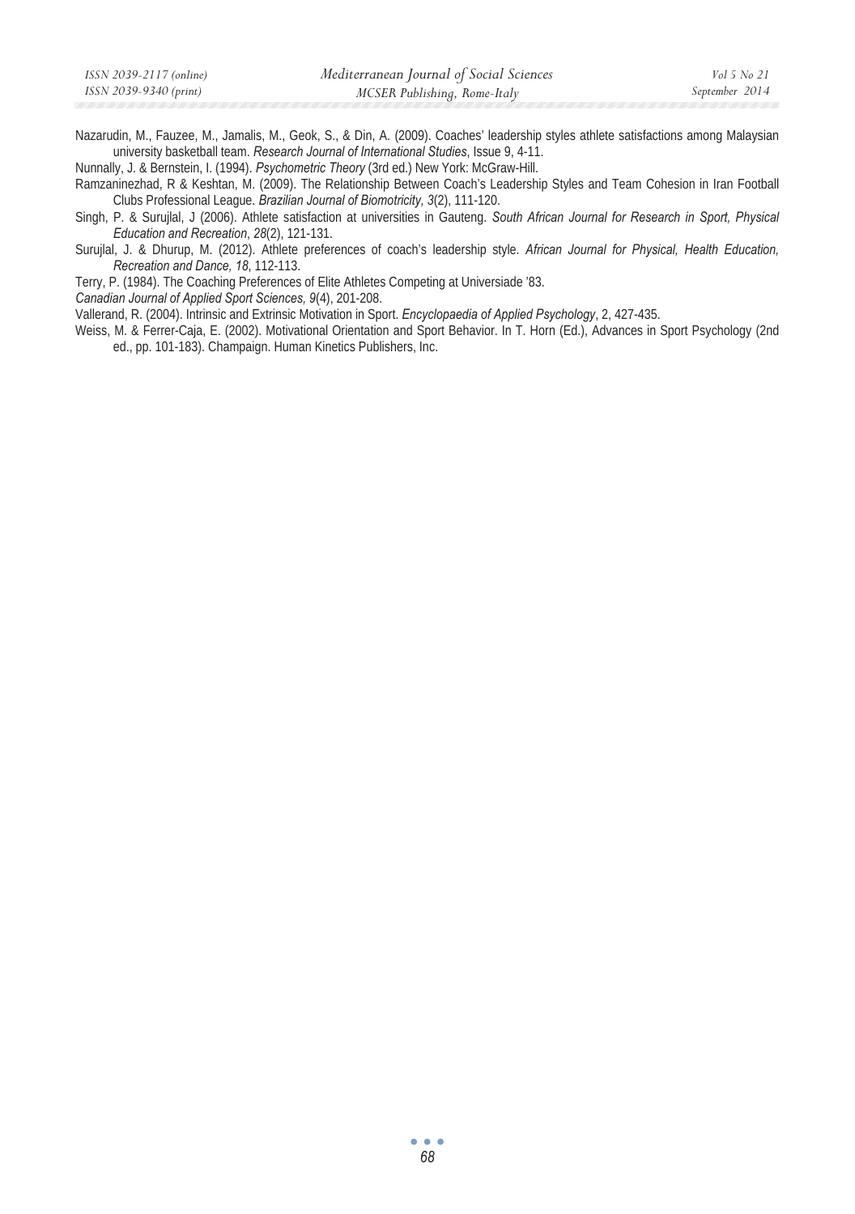Nazarudin, M., Fauzee, M., Jamalis, M., Geok, S., & Din, A. (2009). Coaches' leadership styles athlete satisfactions among Malaysian university basketball team. *Research Journal of International Studies*, Issue 9, 4-11.

Nunnally, J. & Bernstein, I. (1994). *Psychometric Theory* (3rd ed.) New York: McGraw-Hill.

Ramzaninezhad, R & Keshtan, M. (2009). The Relationship Between Coach's Leadership Styles and Team Cohesion in Iran Football Clubs Professional League. *Brazilian Journal of Biomotricity, 3*(2), 111-120.

Singh, P. & Surujlal, J (2006). Athlete satisfaction at universities in Gauteng. *South African Journal for Research in Sport, Physical Education and Recreation*, *28*(2), 121-131.

Surujlal, J. & Dhurup, M. (2012). Athlete preferences of coach's leadership style. *African Journal for Physical, Health Education, Recreation and Dance, 18*, 112-113.

Terry, P. (1984). The Coaching Preferences of Elite Athletes Competing at Universiade '83.

*Canadian Journal of Applied Sport Sciences, 9*(4), 201-208.

Vallerand, R. (2004). Intrinsic and Extrinsic Motivation in Sport. *Encyclopaedia of Applied Psychology*, 2, 427-435.

Weiss, M. & Ferrer-Caja, E. (2002). Motivational Orientation and Sport Behavior. In T. Horn (Ed.), Advances in Sport Psychology (2nd ed., pp. 101-183). Champaign. Human Kinetics Publishers, Inc.